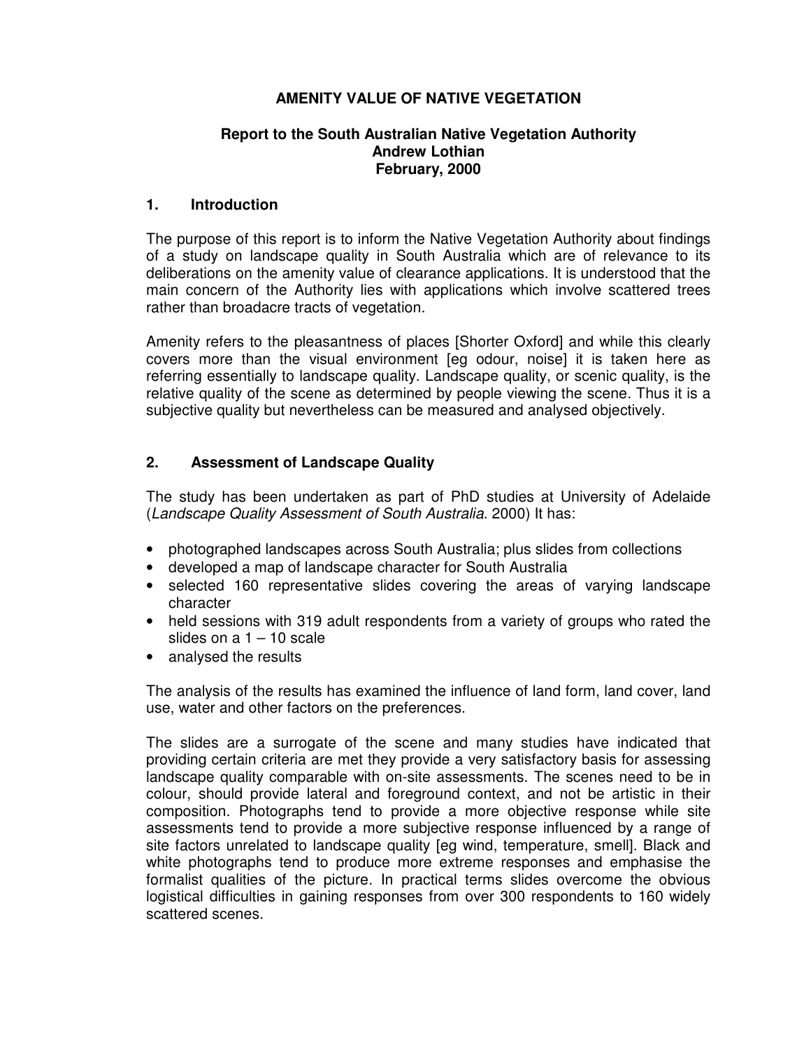# AMENITY VALUE OF NATIVE VEGETATION

**Report to the South Australian Native Vegetation Authority**
**Andrew Lothian**
**February, 2000**

## 1. Introduction

The purpose of this report is to inform the Native Vegetation Authority about findings of a study on landscape quality in South Australia which are of relevance to its deliberations on the amenity value of clearance applications. It is understood that the main concern of the Authority lies with applications which involve scattered trees rather than broadacre tracts of vegetation.

Amenity refers to the pleasantness of places [Shorter Oxford] and while this clearly covers more than the visual environment [eg odour, noise] it is taken here as referring essentially to landscape quality. Landscape quality, or scenic quality, is the relative quality of the scene as determined by people viewing the scene. Thus it is a subjective quality but nevertheless can be measured and analysed objectively.

## 2. Assessment of Landscape Quality

The study has been undertaken as part of PhD studies at University of Adelaide (*Landscape Quality Assessment of South Australia*. 2000) It has:

- photographed landscapes across South Australia; plus slides from collections
- developed a map of landscape character for South Australia
- selected 160 representative slides covering the areas of varying landscape character
- held sessions with 319 adult respondents from a variety of groups who rated the slides on a 1 – 10 scale
- analysed the results

The analysis of the results has examined the influence of land form, land cover, land use, water and other factors on the preferences.

The slides are a surrogate of the scene and many studies have indicated that providing certain criteria are met they provide a very satisfactory basis for assessing landscape quality comparable with on-site assessments. The scenes need to be in colour, should provide lateral and foreground context, and not be artistic in their composition. Photographs tend to provide a more objective response while site assessments tend to provide a more subjective response influenced by a range of site factors unrelated to landscape quality [eg wind, temperature, smell]. Black and white photographs tend to produce more extreme responses and emphasise the formalist qualities of the picture. In practical terms slides overcome the obvious logistical difficulties in gaining responses from over 300 respondents to 160 widely scattered scenes.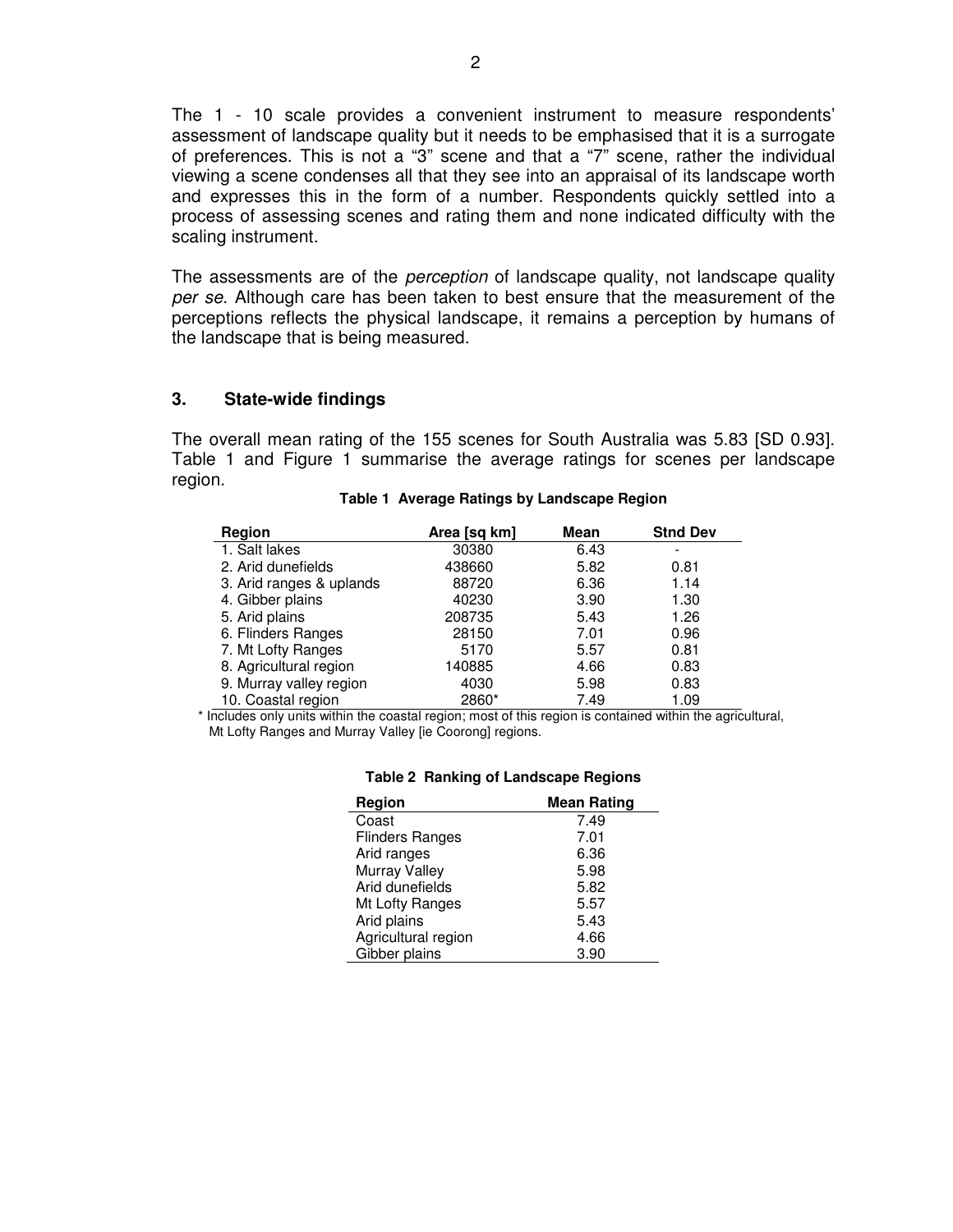The 1 - 10 scale provides a convenient instrument to measure respondents' assessment of landscape quality but it needs to be emphasised that it is a surrogate of preferences. This is not a "3" scene and that a "7" scene, rather the individual viewing a scene condenses all that they see into an appraisal of its landscape worth and expresses this in the form of a number. Respondents quickly settled into a process of assessing scenes and rating them and none indicated difficulty with the scaling instrument.

The assessments are of the *perception* of landscape quality, not landscape quality *per se*. Although care has been taken to best ensure that the measurement of the perceptions reflects the physical landscape, it remains a perception by humans of the landscape that is being measured.

## 3. State-wide findings

The overall mean rating of the 155 scenes for South Australia was 5.83 [SD 0.93]. Table 1 and Figure 1 summarise the average ratings for scenes per landscape region.

**Table 1 Average Ratings by Landscape Region**

| Region | Area [sq km] | Mean | Stnd Dev |
|---|---|---|---|
| 1. Salt lakes | 30380 | 6.43 | - |
| 2. Arid dunefields | 438660 | 5.82 | 0.81 |
| 3. Arid ranges & uplands | 88720 | 6.36 | 1.14 |
| 4. Gibber plains | 40230 | 3.90 | 1.30 |
| 5. Arid plains | 208735 | 5.43 | 1.26 |
| 6. Flinders Ranges | 28150 | 7.01 | 0.96 |
| 7. Mt Lofty Ranges | 5170 | 5.57 | 0.81 |
| 8. Agricultural region | 140885 | 4.66 | 0.83 |
| 9. Murray valley region | 4030 | 5.98 | 0.83 |
| 10. Coastal region | 2860* | 7.49 | 1.09 |

\* Includes only units within the coastal region; most of this region is contained within the agricultural, Mt Lofty Ranges and Murray Valley [ie Coorong] regions.

**Table 2 Ranking of Landscape Regions**

| Region | Mean Rating |
|---|---|
| Coast | 7.49 |
| Flinders Ranges | 7.01 |
| Arid ranges | 6.36 |
| Murray Valley | 5.98 |
| Arid dunefields | 5.82 |
| Mt Lofty Ranges | 5.57 |
| Arid plains | 5.43 |
| Agricultural region | 4.66 |
| Gibber plains | 3.90 |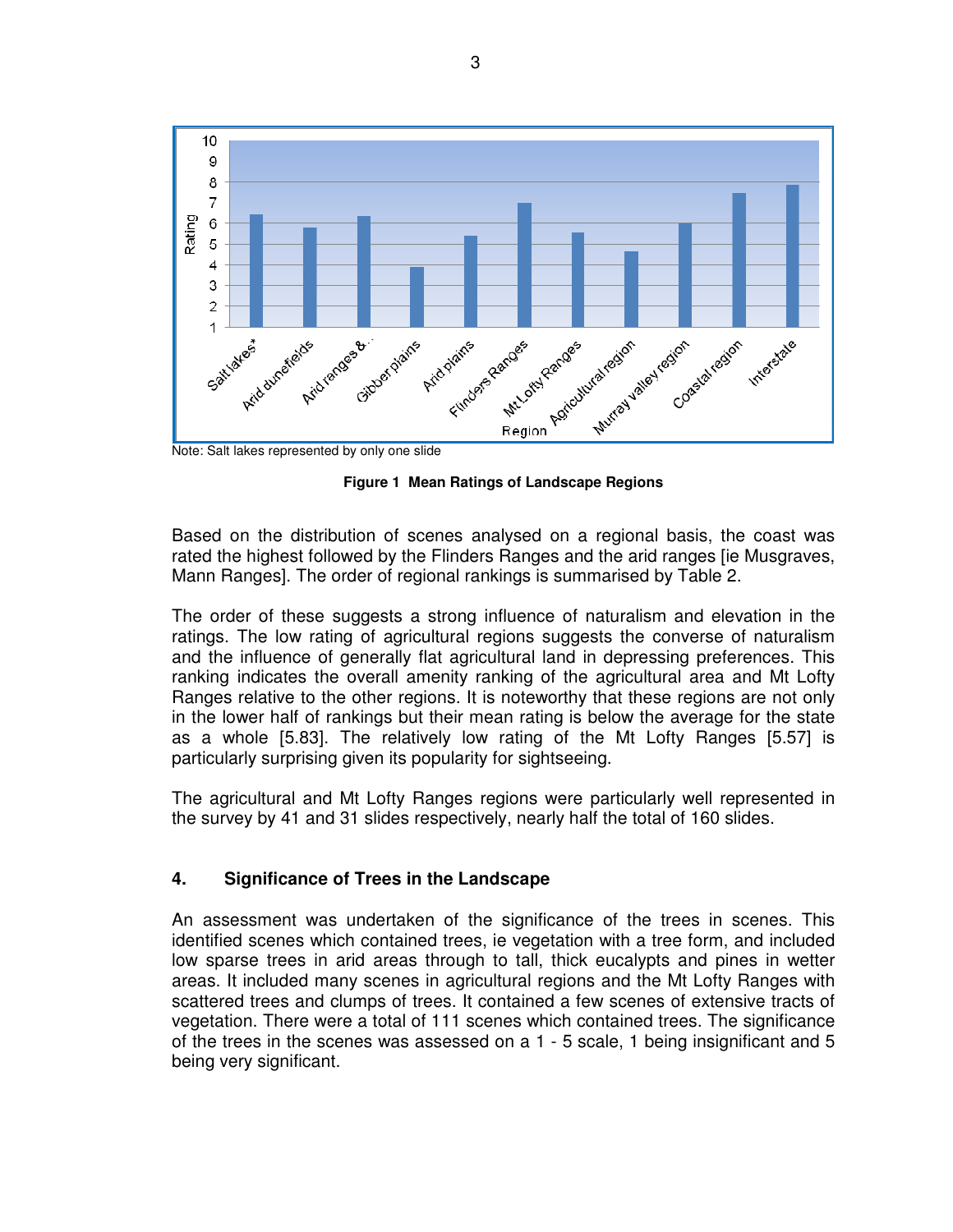Note: Salt lakes represented by only one slide

**Figure 1 Mean Ratings of Landscape Regions**

Based on the distribution of scenes analysed on a regional basis, the coast was rated the highest followed by the Flinders Ranges and the arid ranges [ie Musgraves, Mann Ranges]. The order of regional rankings is summarised by Table 2.

The order of these suggests a strong influence of naturalism and elevation in the ratings. The low rating of agricultural regions suggests the converse of naturalism and the influence of generally flat agricultural land in depressing preferences. This ranking indicates the overall amenity ranking of the agricultural area and Mt Lofty Ranges relative to the other regions. It is noteworthy that these regions are not only in the lower half of rankings but their mean rating is below the average for the state as a whole [5.83]. The relatively low rating of the Mt Lofty Ranges [5.57] is particularly surprising given its popularity for sightseeing.

The agricultural and Mt Lofty Ranges regions were particularly well represented in the survey by 41 and 31 slides respectively, nearly half the total of 160 slides.

## 4. Significance of Trees in the Landscape

An assessment was undertaken of the significance of the trees in scenes. This identified scenes which contained trees, ie vegetation with a tree form, and included low sparse trees in arid areas through to tall, thick eucalypts and pines in wetter areas. It included many scenes in agricultural regions and the Mt Lofty Ranges with scattered trees and clumps of trees. It contained a few scenes of extensive tracts of vegetation. There were a total of 111 scenes which contained trees. The significance of the trees in the scenes was assessed on a 1 - 5 scale, 1 being insignificant and 5 being very significant.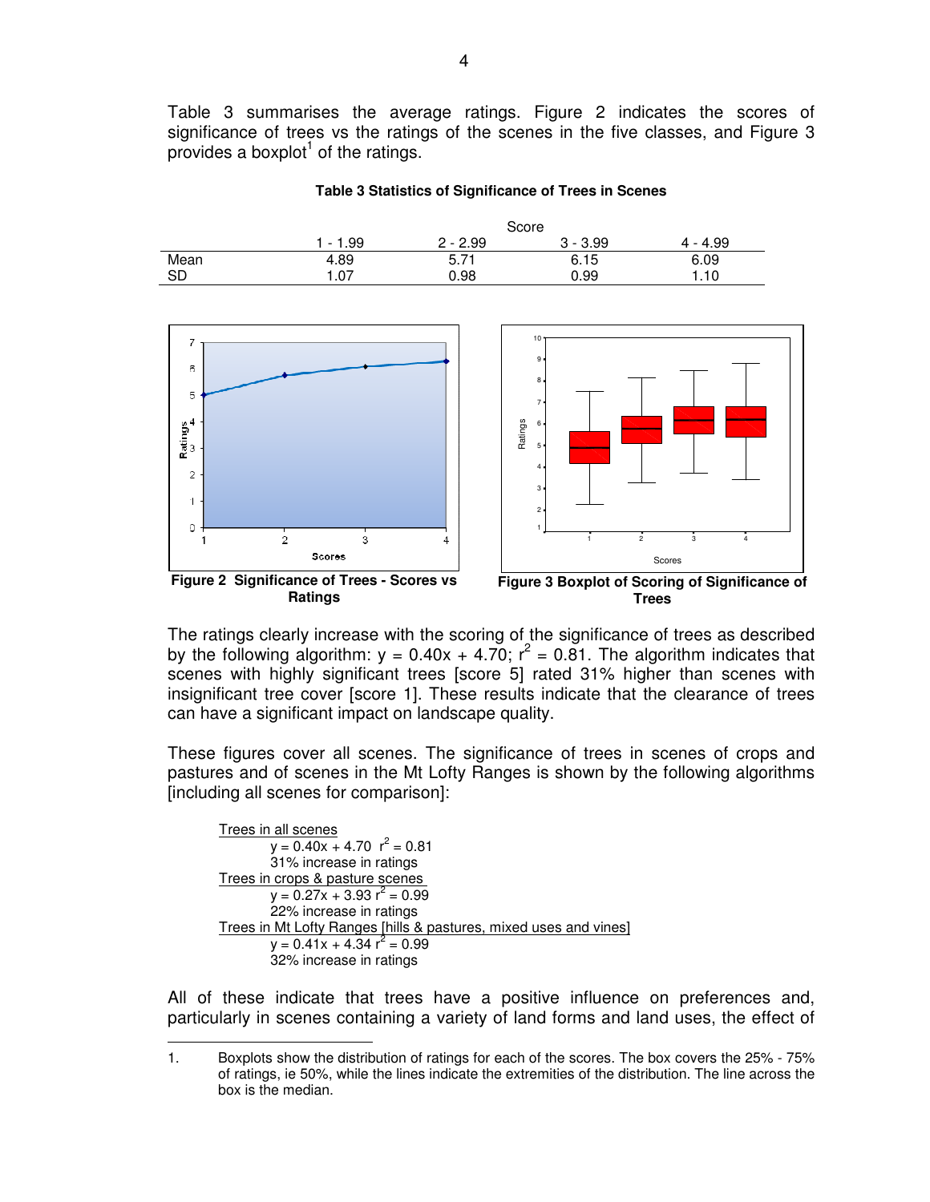Table 3 summarises the average ratings. Figure 2 indicates the scores of significance of trees vs the ratings of the scenes in the five classes, and Figure 3 provides a boxplot[1] of the ratings.

**Table 3 Statistics of Significance of Trees in Scenes**

| | Score | | | |
|---|---|---|---|---|
| | 1 - 1.99 | 2 - 2.99 | 3 - 3.99 | 4 - 4.99 |
| Mean | 4.89 | 5.71 | 6.15 | 6.09 |
| SD | 1.07 | 0.98 | 0.99 | 1.10 |

**Figure 2 Significance of Trees - Scores vs Ratings**

**Figure 3 Boxplot of Scoring of Significance of Trees**

The ratings clearly increase with the scoring of the significance of trees as described by the following algorithm: $y = 0.40x + 4.70$; $r^2 = 0.81$. The algorithm indicates that scenes with highly significant trees [score 5] rated 31% higher than scenes with insignificant tree cover [score 1]. These results indicate that the clearance of trees can have a significant impact on landscape quality.

These figures cover all scenes. The significance of trees in scenes of crops and pastures and of scenes in the Mt Lofty Ranges is shown by the following algorithms [including all scenes for comparison]:

Trees in all scenes
$y = 0.40x + 4.70$ $r^2 = 0.81$
31% increase in ratings

Trees in crops & pasture scenes
$y = 0.27x + 3.93$ $r^2 = 0.99$
22% increase in ratings

Trees in Mt Lofty Ranges [hills & pastures, mixed uses and vines]
$y = 0.41x + 4.34$ $r^2 = 0.99$
32% increase in ratings

All of these indicate that trees have a positive influence on preferences and, particularly in scenes containing a variety of land forms and land uses, the effect of

---

1. Boxplots show the distribution of ratings for each of the scores. The box covers the 25% - 75% of ratings, ie 50%, while the lines indicate the extremities of the distribution. The line across the box is the median.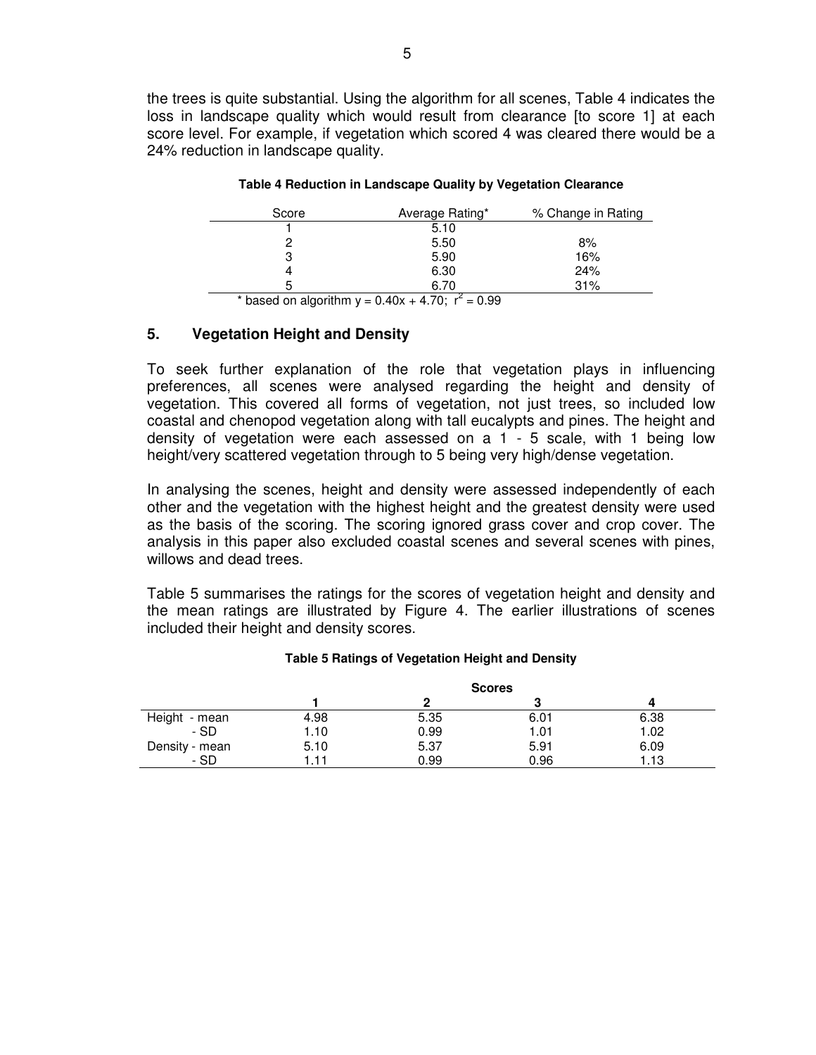the trees is quite substantial. Using the algorithm for all scenes, Table 4 indicates the loss in landscape quality which would result from clearance [to score 1] at each score level. For example, if vegetation which scored 4 was cleared there would be a 24% reduction in landscape quality.

**Table 4 Reduction in Landscape Quality by Vegetation Clearance**

| Score | Average Rating* | % Change in Rating |
|---|---|---|
| 1 | 5.10 | |
| 2 | 5.50 | 8% |
| 3 | 5.90 | 16% |
| 4 | 6.30 | 24% |
| 5 | 6.70 | 31% |

\* based on algorithm $y = 0.40x + 4.70$; $r^2 = 0.99$

## 5. Vegetation Height and Density

To seek further explanation of the role that vegetation plays in influencing preferences, all scenes were analysed regarding the height and density of vegetation. This covered all forms of vegetation, not just trees, so included low coastal and chenopod vegetation along with tall eucalypts and pines. The height and density of vegetation were each assessed on a 1 - 5 scale, with 1 being low height/very scattered vegetation through to 5 being very high/dense vegetation.

In analysing the scenes, height and density were assessed independently of each other and the vegetation with the highest height and the greatest density were used as the basis of the scoring. The scoring ignored grass cover and crop cover. The analysis in this paper also excluded coastal scenes and several scenes with pines, willows and dead trees.

Table 5 summarises the ratings for the scores of vegetation height and density and the mean ratings are illustrated by Figure 4. The earlier illustrations of scenes included their height and density scores.

**Table 5 Ratings of Vegetation Height and Density**

| | **Scores** | | | |
|---|---|---|---|---|
| | **1** | **2** | **3** | **4** |
| Height - mean | 4.98 | 5.35 | 6.01 | 6.38 |
| - SD | 1.10 | 0.99 | 1.01 | 1.02 |
| Density - mean | 5.10 | 5.37 | 5.91 | 6.09 |
| - SD | 1.11 | 0.99 | 0.96 | 1.13 |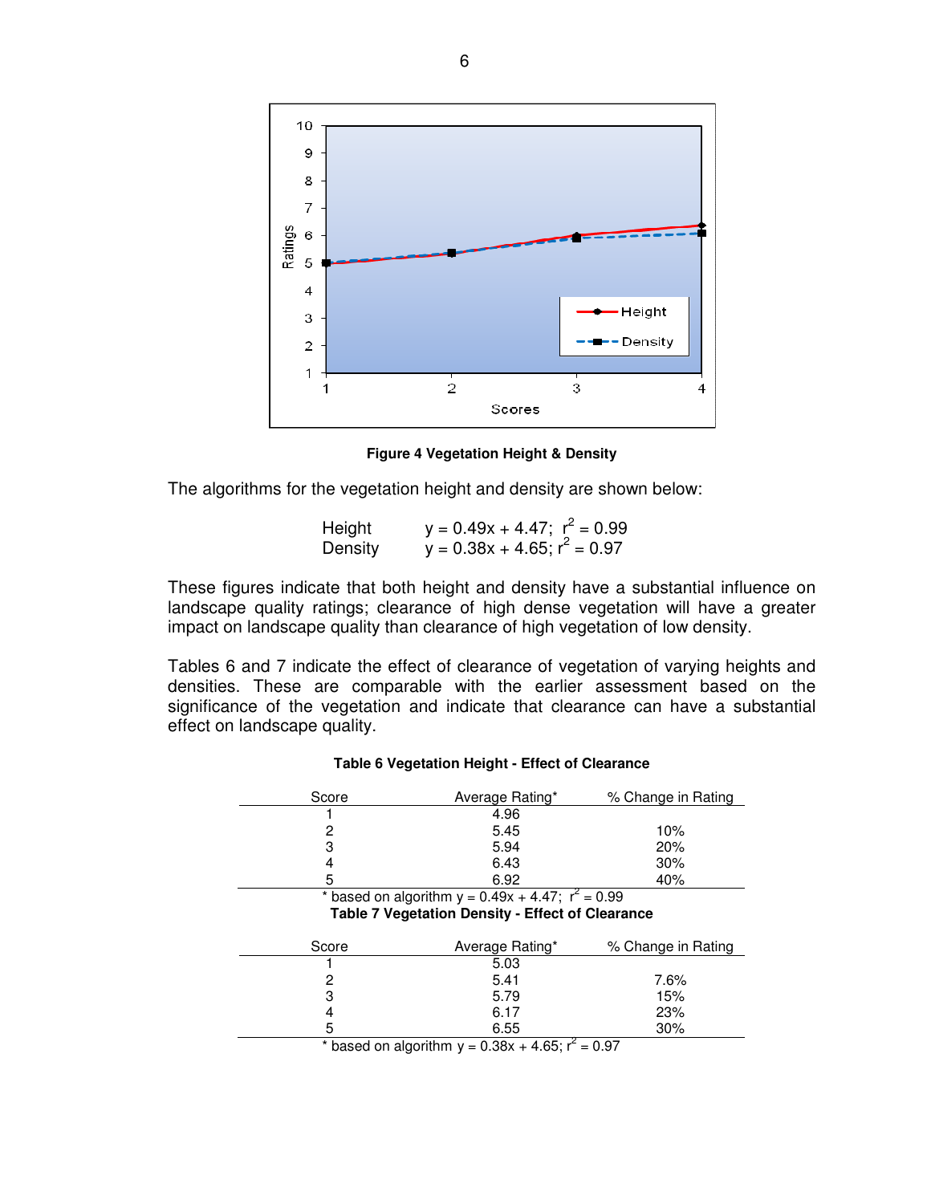**Figure 4 Vegetation Height & Density**

The algorithms for the vegetation height and density are shown below:

Height $y = 0.49x + 4.47$; $r^2 = 0.99$
Density $y = 0.38x + 4.65$; $r^2 = 0.97$

These figures indicate that both height and density have a substantial influence on landscape quality ratings; clearance of high dense vegetation will have a greater impact on landscape quality than clearance of high vegetation of low density.

Tables 6 and 7 indicate the effect of clearance of vegetation of varying heights and densities. These are comparable with the earlier assessment based on the significance of the vegetation and indicate that clearance can have a substantial effect on landscape quality.

**Table 6 Vegetation Height - Effect of Clearance**

| Score | Average Rating* | % Change in Rating |
|---|---|---|
| 1 | 4.96 | |
| 2 | 5.45 | 10% |
| 3 | 5.94 | 20% |
| 4 | 6.43 | 30% |
| 5 | 6.92 | 40% |

* based on algorithm $y = 0.49x + 4.47$; $r^2 = 0.99$

**Table 7 Vegetation Density - Effect of Clearance**

| Score | Average Rating* | % Change in Rating |
|---|---|---|
| 1 | 5.03 | |
| 2 | 5.41 | 7.6% |
| 3 | 5.79 | 15% |
| 4 | 6.17 | 23% |
| 5 | 6.55 | 30% |

* based on algorithm $y = 0.38x + 4.65$; $r^2 = 0.97$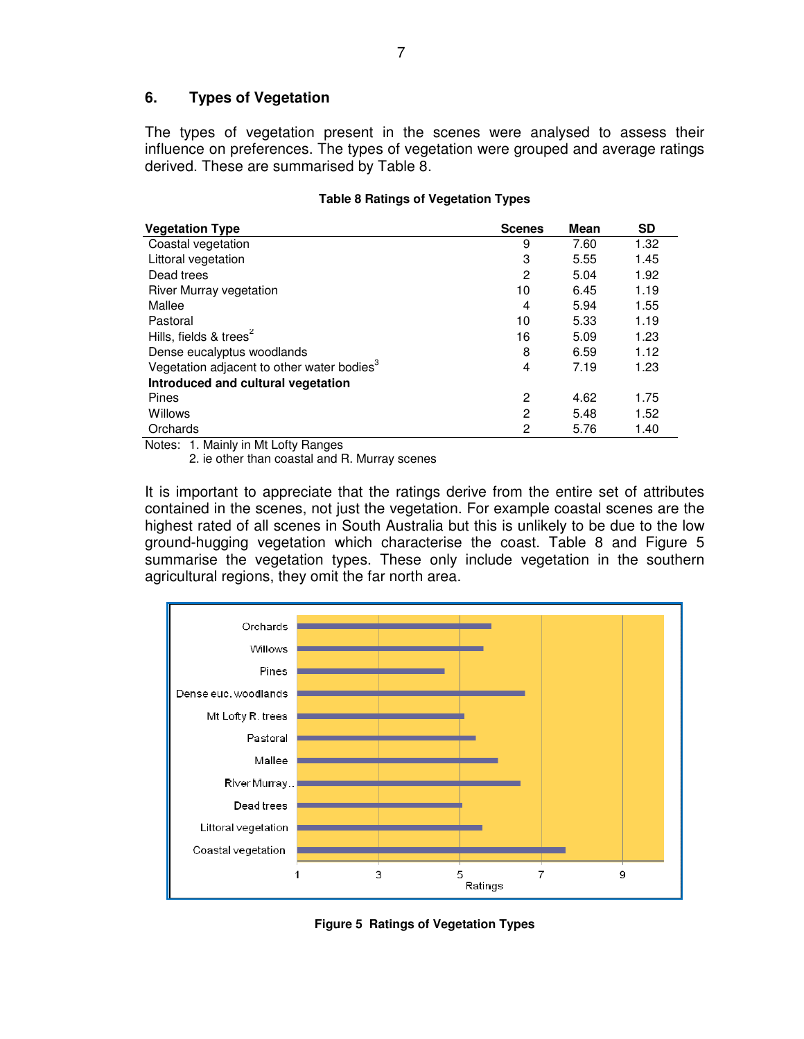## 6. Types of Vegetation

The types of vegetation present in the scenes were analysed to assess their influence on preferences. The types of vegetation were grouped and average ratings derived. These are summarised by Table 8.

**Table 8 Ratings of Vegetation Types**

| Vegetation Type | Scenes | Mean | SD |
|---|---|---|---|
| Coastal vegetation | 9 | 7.60 | 1.32 |
| Littoral vegetation | 3 | 5.55 | 1.45 |
| Dead trees | 2 | 5.04 | 1.92 |
| River Murray vegetation | 10 | 6.45 | 1.19 |
| Mallee | 4 | 5.94 | 1.55 |
| Pastoral | 10 | 5.33 | 1.19 |
| Hills, fields & trees[2] | 16 | 5.09 | 1.23 |
| Dense eucalyptus woodlands | 8 | 6.59 | 1.12 |
| Vegetation adjacent to other water bodies[3] | 4 | 7.19 | 1.23 |
| **Introduced and cultural vegetation** | | | |
| Pines | 2 | 4.62 | 1.75 |
| Willows | 2 | 5.48 | 1.52 |
| Orchards | 2 | 5.76 | 1.40 |

Notes: 1. Mainly in Mt Lofty Ranges
2. ie other than coastal and R. Murray scenes

It is important to appreciate that the ratings derive from the entire set of attributes contained in the scenes, not just the vegetation. For example coastal scenes are the highest rated of all scenes in South Australia but this is unlikely to be due to the low ground-hugging vegetation which characterise the coast. Table 8 and Figure 5 summarise the vegetation types. These only include vegetation in the southern agricultural regions, they omit the far north area.

**Figure 5 Ratings of Vegetation Types**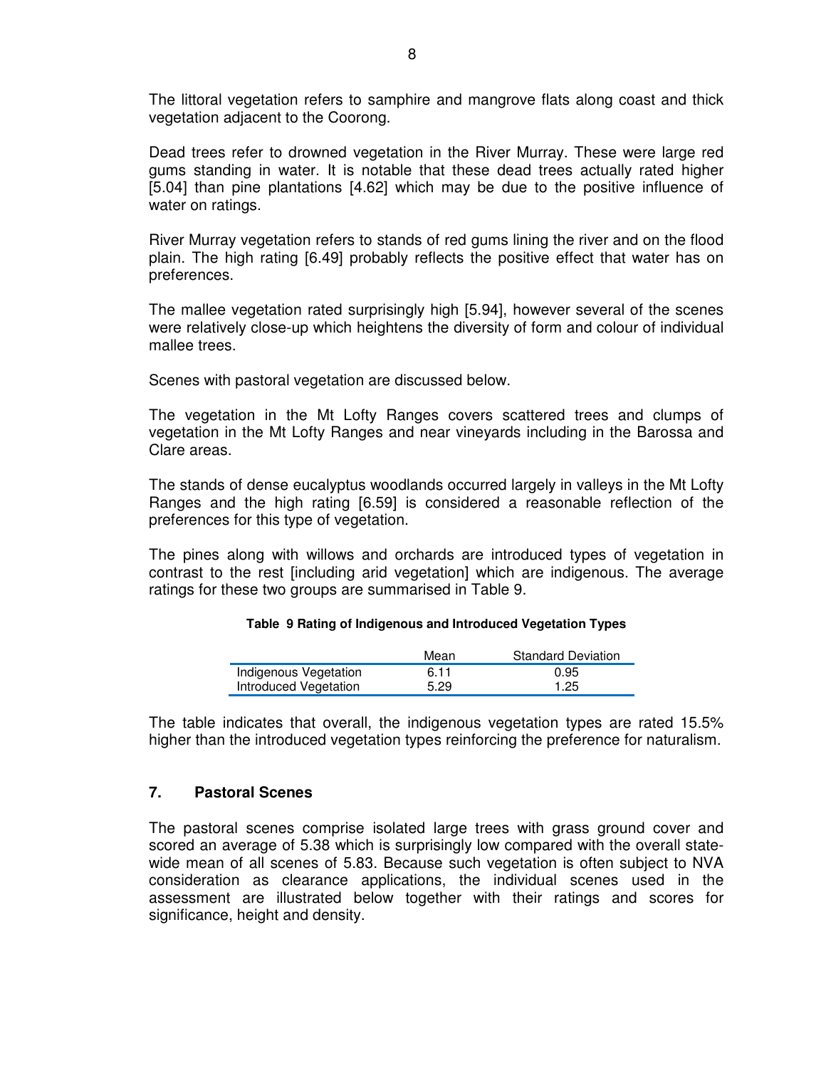The littoral vegetation refers to samphire and mangrove flats along coast and thick vegetation adjacent to the Coorong.

Dead trees refer to drowned vegetation in the River Murray. These were large red gums standing in water. It is notable that these dead trees actually rated higher [5.04] than pine plantations [4.62] which may be due to the positive influence of water on ratings.

River Murray vegetation refers to stands of red gums lining the river and on the flood plain. The high rating [6.49] probably reflects the positive effect that water has on preferences.

The mallee vegetation rated surprisingly high [5.94], however several of the scenes were relatively close-up which heightens the diversity of form and colour of individual mallee trees.

Scenes with pastoral vegetation are discussed below.

The vegetation in the Mt Lofty Ranges covers scattered trees and clumps of vegetation in the Mt Lofty Ranges and near vineyards including in the Barossa and Clare areas.

The stands of dense eucalyptus woodlands occurred largely in valleys in the Mt Lofty Ranges and the high rating [6.59] is considered a reasonable reflection of the preferences for this type of vegetation.

The pines along with willows and orchards are introduced types of vegetation in contrast to the rest [including arid vegetation] which are indigenous. The average ratings for these two groups are summarised in Table 9.

**Table 9 Rating of Indigenous and Introduced Vegetation Types**

| | Mean | Standard Deviation |
|---|---|---|
| Indigenous Vegetation | 6.11 | 0.95 |
| Introduced Vegetation | 5.29 | 1.25 |

The table indicates that overall, the indigenous vegetation types are rated 15.5% higher than the introduced vegetation types reinforcing the preference for naturalism.

## 7. Pastoral Scenes

The pastoral scenes comprise isolated large trees with grass ground cover and scored an average of 5.38 which is surprisingly low compared with the overall state-wide mean of all scenes of 5.83. Because such vegetation is often subject to NVA consideration as clearance applications, the individual scenes used in the assessment are illustrated below together with their ratings and scores for significance, height and density.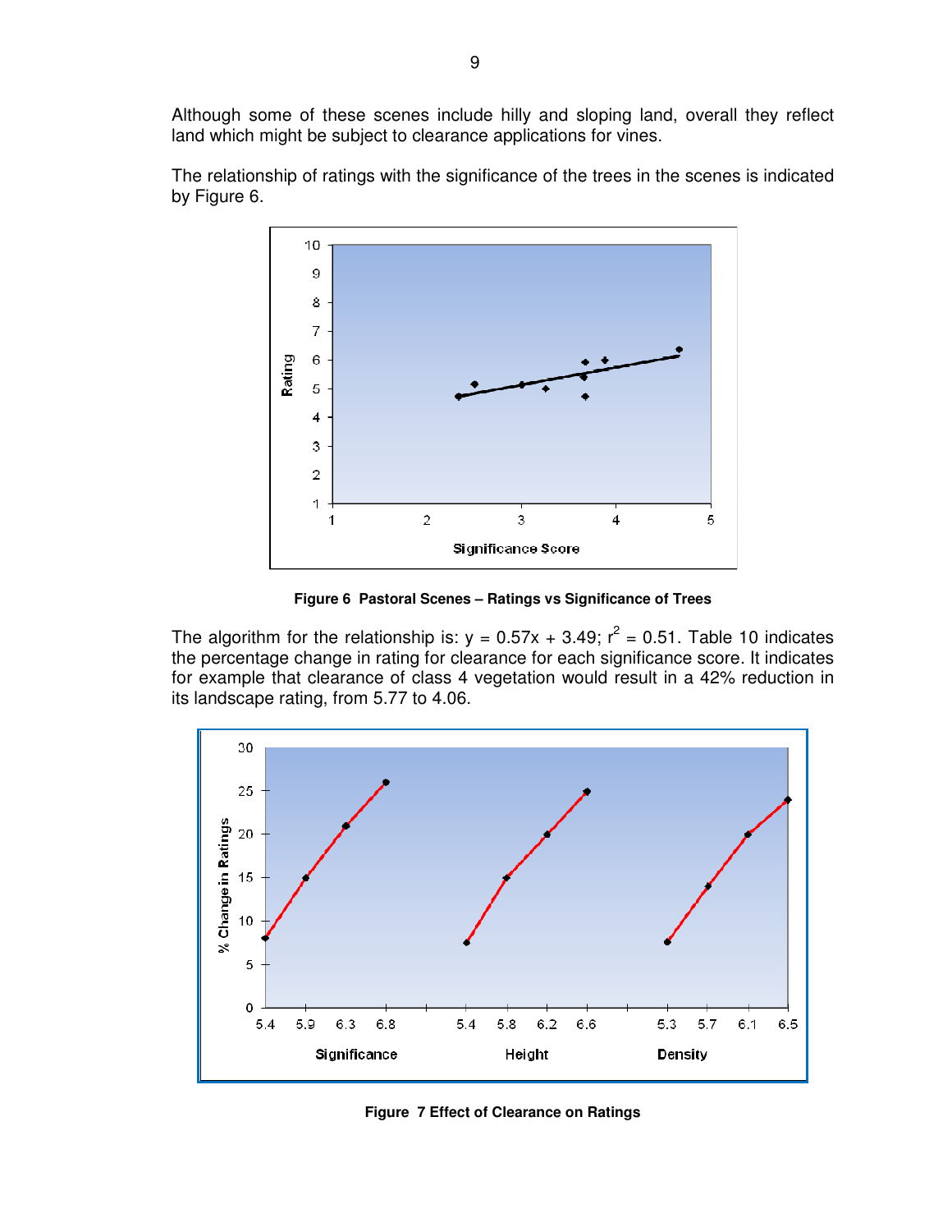Although some of these scenes include hilly and sloping land, overall they reflect land which might be subject to clearance applications for vines.

The relationship of ratings with the significance of the trees in the scenes is indicated by Figure 6.

**Figure 6 Pastoral Scenes – Ratings vs Significance of Trees**

The algorithm for the relationship is: $y = 0.57x + 3.49$; $r^2 = 0.51$. Table 10 indicates the percentage change in rating for clearance for each significance score. It indicates for example that clearance of class 4 vegetation would result in a 42% reduction in its landscape rating, from 5.77 to 4.06.

**Figure 7 Effect of Clearance on Ratings**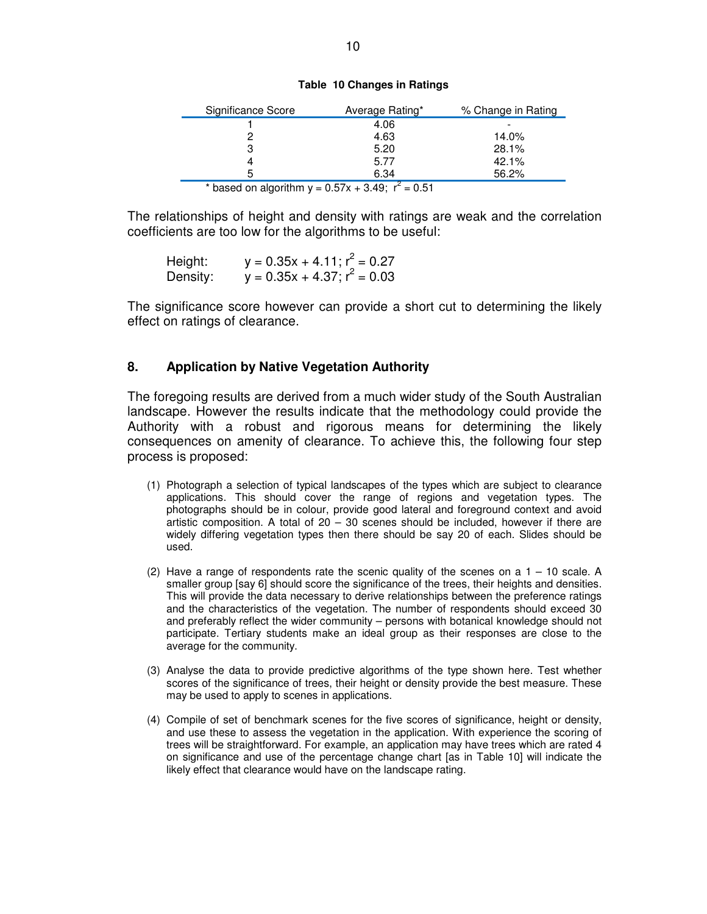**Table 10 Changes in Ratings**

| Significance Score | Average Rating* | % Change in Rating |
|---|---|---|
| 1 | 4.06 | - |
| 2 | 4.63 | 14.0% |
| 3 | 5.20 | 28.1% |
| 4 | 5.77 | 42.1% |
| 5 | 6.34 | 56.2% |

\* based on algorithm $y = 0.57x + 3.49$; $r^2 = 0.51$

The relationships of height and density with ratings are weak and the correlation coefficients are too low for the algorithms to be useful:

Height: $y = 0.35x + 4.11$; $r^2 = 0.27$
Density: $y = 0.35x + 4.37$; $r^2 = 0.03$

The significance score however can provide a short cut to determining the likely effect on ratings of clearance.

## 8. Application by Native Vegetation Authority

The foregoing results are derived from a much wider study of the South Australian landscape. However the results indicate that the methodology could provide the Authority with a robust and rigorous means for determining the likely consequences on amenity of clearance. To achieve this, the following four step process is proposed:

(1) Photograph a selection of typical landscapes of the types which are subject to clearance applications. This should cover the range of regions and vegetation types. The photographs should be in colour, provide good lateral and foreground context and avoid artistic composition. A total of 20 – 30 scenes should be included, however if there are widely differing vegetation types then there should be say 20 of each. Slides should be used.

(2) Have a range of respondents rate the scenic quality of the scenes on a 1 – 10 scale. A smaller group [say 6] should score the significance of the trees, their heights and densities. This will provide the data necessary to derive relationships between the preference ratings and the characteristics of the vegetation. The number of respondents should exceed 30 and preferably reflect the wider community – persons with botanical knowledge should not participate. Tertiary students make an ideal group as their responses are close to the average for the community.

(3) Analyse the data to provide predictive algorithms of the type shown here. Test whether scores of the significance of trees, their height or density provide the best measure. These may be used to apply to scenes in applications.

(4) Compile of set of benchmark scenes for the five scores of significance, height or density, and use these to assess the vegetation in the application. With experience the scoring of trees will be straightforward. For example, an application may have trees which are rated 4 on significance and use of the percentage change chart [as in Table 10] will indicate the likely effect that clearance would have on the landscape rating.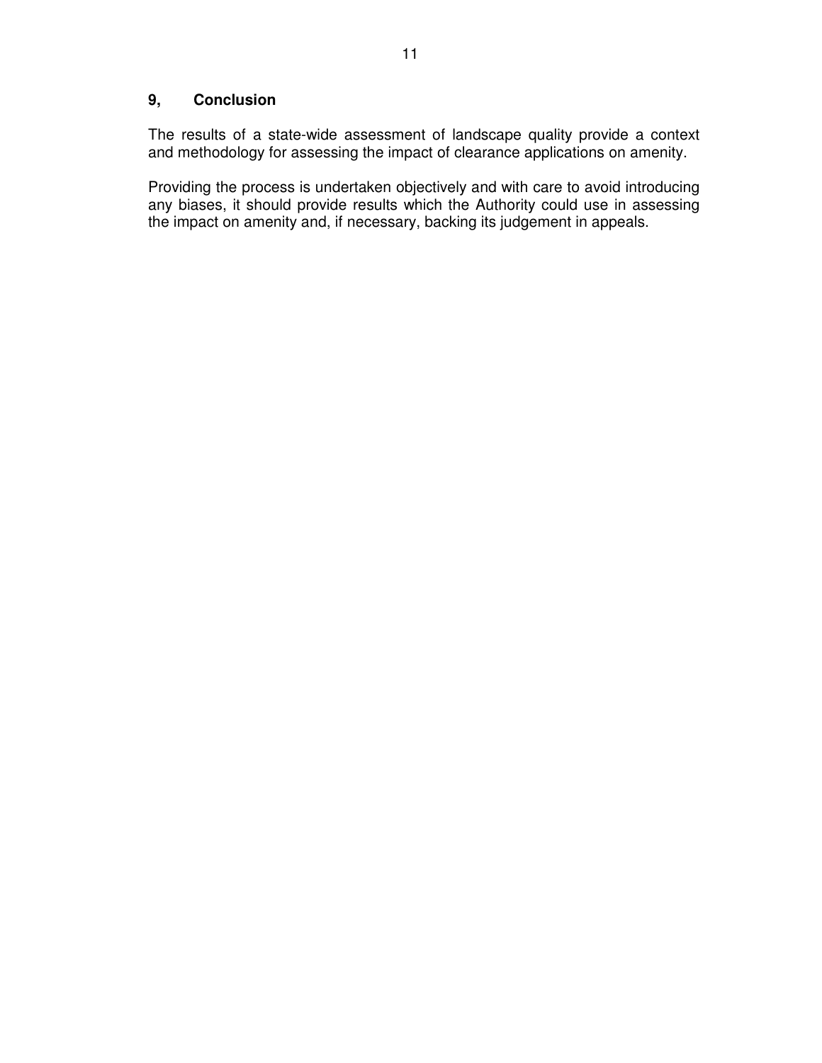## 9, Conclusion

The results of a state-wide assessment of landscape quality provide a context and methodology for assessing the impact of clearance applications on amenity.

Providing the process is undertaken objectively and with care to avoid introducing any biases, it should provide results which the Authority could use in assessing the impact on amenity and, if necessary, backing its judgement in appeals.